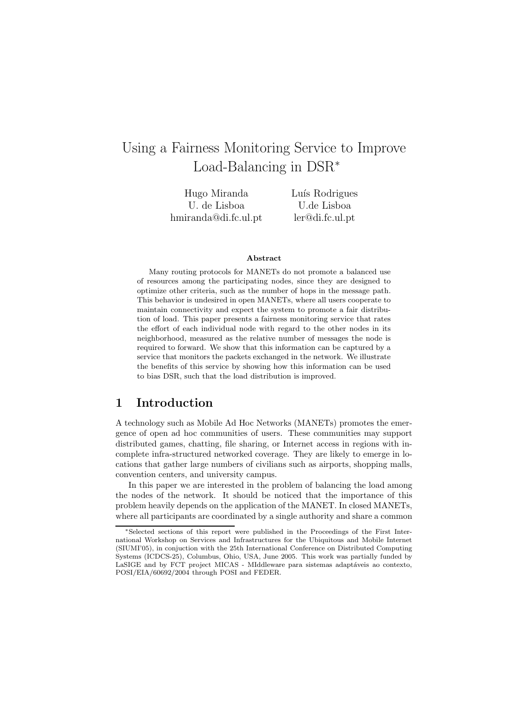# Using a Fairness Monitoring Service to Improve Load-Balancing in DSR*

Hugo Miranda
U. de Lisboa
hmiranda@di.fc.ul.pt

Luís Rodrigues
U.de Lisboa
ler@di.fc.ul.pt

**Abstract**

Many routing protocols for MANETs do not promote a balanced use of resources among the participating nodes, since they are designed to optimize other criteria, such as the number of hops in the message path. This behavior is undesired in open MANETs, where all users cooperate to maintain connectivity and expect the system to promote a fair distribution of load. This paper presents a fairness monitoring service that rates the effort of each individual node with regard to the other nodes in its neighborhood, measured as the relative number of messages the node is required to forward. We show that this information can be captured by a service that monitors the packets exchanged in the network. We illustrate the benefits of this service by showing how this information can be used to bias DSR, such that the load distribution is improved.

## 1 Introduction

A technology such as Mobile Ad Hoc Networks (MANETs) promotes the emergence of open ad hoc communities of users. These communities may support distributed games, chatting, file sharing, or Internet access in regions with incomplete infra-structured networked coverage. They are likely to emerge in locations that gather large numbers of civilians such as airports, shopping malls, convention centers, and university campus.

In this paper we are interested in the problem of balancing the load among the nodes of the network. It should be noticed that the importance of this problem heavily depends on the application of the MANET. In closed MANETs, where all participants are coordinated by a single authority and share a common

---

*Selected sections of this report were published in the Proceedings of the First International Workshop on Services and Infrastructures for the Ubiquitous and Mobile Internet (SIUMI'05), in conjuction with the 25th International Conference on Distributed Computing Systems (ICDCS-25), Columbus, Ohio, USA, June 2005. This work was partially funded by LaSIGE and by FCT project MICAS - MIddleware para sistemas adaptáveis ao contexto, POSI/EIA/60692/2004 through POSI and FEDER.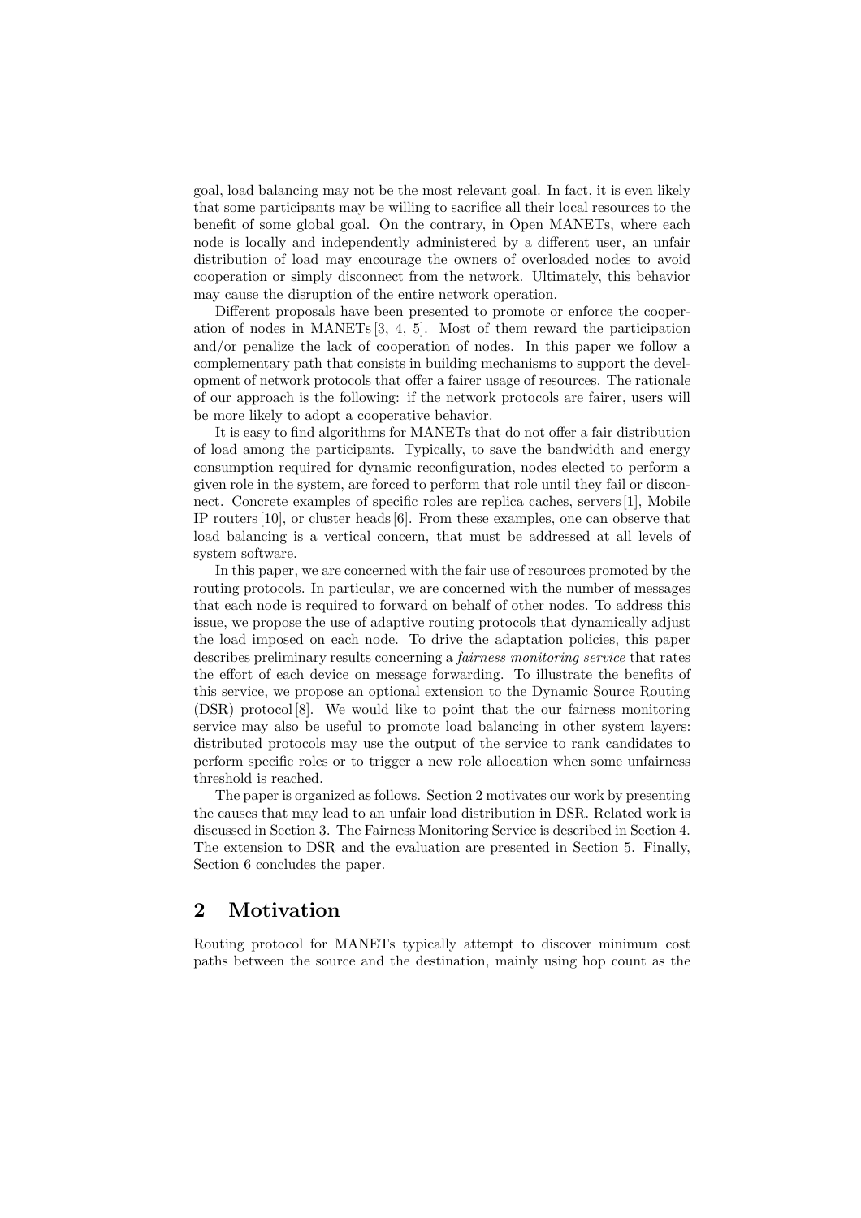goal, load balancing may not be the most relevant goal. In fact, it is even likely that some participants may be willing to sacrifice all their local resources to the benefit of some global goal. On the contrary, in Open MANETs, where each node is locally and independently administered by a different user, an unfair distribution of load may encourage the owners of overloaded nodes to avoid cooperation or simply disconnect from the network. Ultimately, this behavior may cause the disruption of the entire network operation.

Different proposals have been presented to promote or enforce the cooperation of nodes in MANETs [3, 4, 5]. Most of them reward the participation and/or penalize the lack of cooperation of nodes. In this paper we follow a complementary path that consists in building mechanisms to support the development of network protocols that offer a fairer usage of resources. The rationale of our approach is the following: if the network protocols are fairer, users will be more likely to adopt a cooperative behavior.

It is easy to find algorithms for MANETs that do not offer a fair distribution of load among the participants. Typically, to save the bandwidth and energy consumption required for dynamic reconfiguration, nodes elected to perform a given role in the system, are forced to perform that role until they fail or disconnect. Concrete examples of specific roles are replica caches, servers [1], Mobile IP routers [10], or cluster heads [6]. From these examples, one can observe that load balancing is a vertical concern, that must be addressed at all levels of system software.

In this paper, we are concerned with the fair use of resources promoted by the routing protocols. In particular, we are concerned with the number of messages that each node is required to forward on behalf of other nodes. To address this issue, we propose the use of adaptive routing protocols that dynamically adjust the load imposed on each node. To drive the adaptation policies, this paper describes preliminary results concerning a *fairness monitoring service* that rates the effort of each device on message forwarding. To illustrate the benefits of this service, we propose an optional extension to the Dynamic Source Routing (DSR) protocol [8]. We would like to point that the our fairness monitoring service may also be useful to promote load balancing in other system layers: distributed protocols may use the output of the service to rank candidates to perform specific roles or to trigger a new role allocation when some unfairness threshold is reached.

The paper is organized as follows. Section 2 motivates our work by presenting the causes that may lead to an unfair load distribution in DSR. Related work is discussed in Section 3. The Fairness Monitoring Service is described in Section 4. The extension to DSR and the evaluation are presented in Section 5. Finally, Section 6 concludes the paper.

## 2 Motivation

Routing protocol for MANETs typically attempt to discover minimum cost paths between the source and the destination, mainly using hop count as the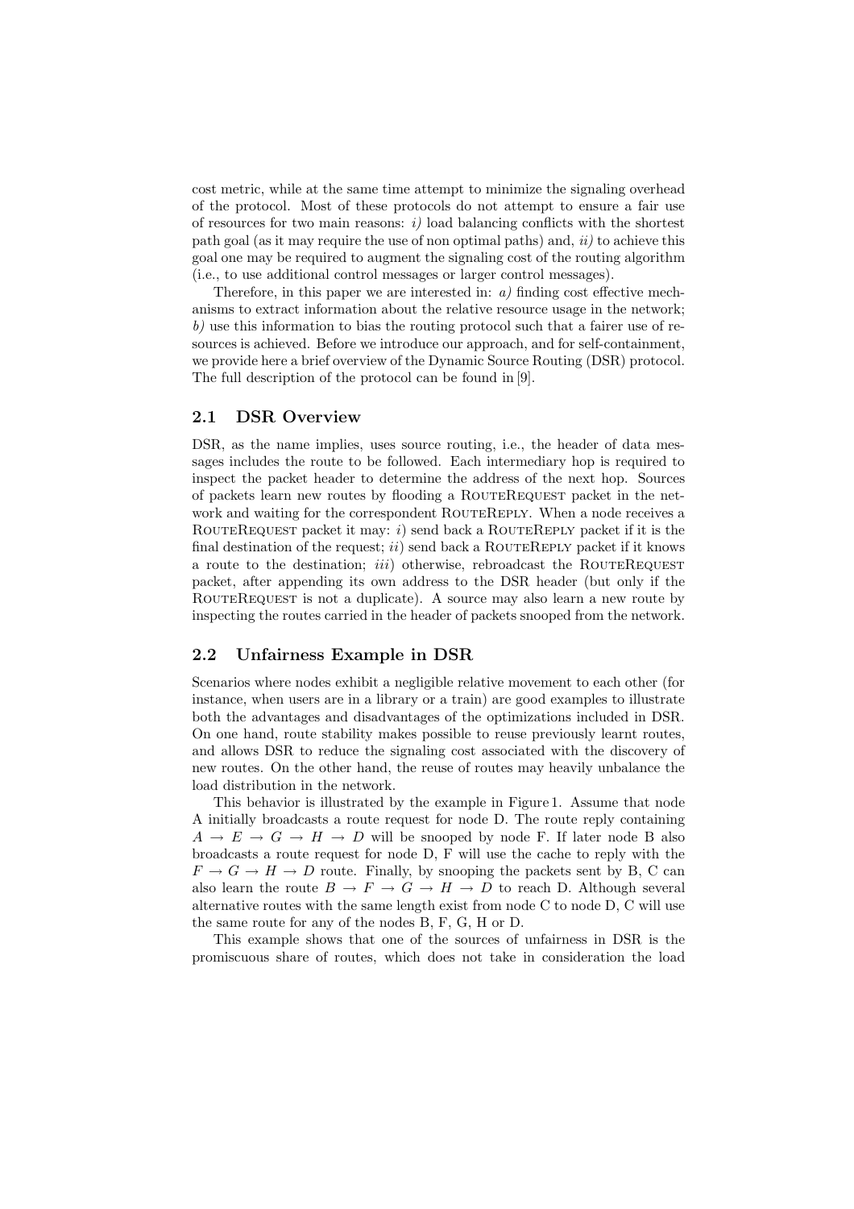cost metric, while at the same time attempt to minimize the signaling overhead of the protocol. Most of these protocols do not attempt to ensure a fair use of resources for two main reasons: *i)* load balancing conflicts with the shortest path goal (as it may require the use of non optimal paths) and, *ii)* to achieve this goal one may be required to augment the signaling cost of the routing algorithm (i.e., to use additional control messages or larger control messages).

Therefore, in this paper we are interested in: *a)* finding cost effective mechanisms to extract information about the relative resource usage in the network; *b)* use this information to bias the routing protocol such that a fairer use of resources is achieved. Before we introduce our approach, and for self-containment, we provide here a brief overview of the Dynamic Source Routing (DSR) protocol. The full description of the protocol can be found in [9].

## 2.1 DSR Overview

DSR, as the name implies, uses source routing, i.e., the header of data messages includes the route to be followed. Each intermediary hop is required to inspect the packet header to determine the address of the next hop. Sources of packets learn new routes by flooding a RouteRequest packet in the network and waiting for the correspondent RouteReply. When a node receives a RouteRequest packet it may: *i*) send back a RouteReply packet if it is the final destination of the request; *ii*) send back a RouteReply packet if it knows a route to the destination; *iii*) otherwise, rebroadcast the RouteRequest packet, after appending its own address to the DSR header (but only if the RouteRequest is not a duplicate). A source may also learn a new route by inspecting the routes carried in the header of packets snooped from the network.

## 2.2 Unfairness Example in DSR

Scenarios where nodes exhibit a negligible relative movement to each other (for instance, when users are in a library or a train) are good examples to illustrate both the advantages and disadvantages of the optimizations included in DSR. On one hand, route stability makes possible to reuse previously learnt routes, and allows DSR to reduce the signaling cost associated with the discovery of new routes. On the other hand, the reuse of routes may heavily unbalance the load distribution in the network.

This behavior is illustrated by the example in Figure 1. Assume that node A initially broadcasts a route request for node D. The route reply containing $A \rightarrow E \rightarrow G \rightarrow H \rightarrow D$ will be snooped by node F. If later node B also broadcasts a route request for node D, F will use the cache to reply with the $F \rightarrow G \rightarrow H \rightarrow D$ route. Finally, by snooping the packets sent by B, C can also learn the route $B \rightarrow F \rightarrow G \rightarrow H \rightarrow D$ to reach D. Although several alternative routes with the same length exist from node C to node D, C will use the same route for any of the nodes B, F, G, H or D.

This example shows that one of the sources of unfairness in DSR is the promiscuous share of routes, which does not take in consideration the load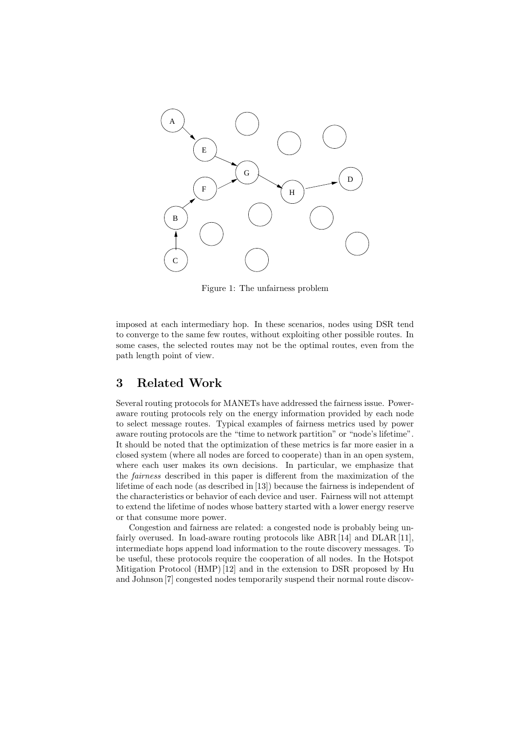Figure 1: The unfairness problem

imposed at each intermediary hop. In these scenarios, nodes using DSR tend to converge to the same few routes, without exploiting other possible routes. In some cases, the selected routes may not be the optimal routes, even from the path length point of view.

## 3 Related Work

Several routing protocols for MANETs have addressed the fairness issue. Power-aware routing protocols rely on the energy information provided by each node to select message routes. Typical examples of fairness metrics used by power aware routing protocols are the "time to network partition" or "node's lifetime". It should be noted that the optimization of these metrics is far more easier in a closed system (where all nodes are forced to cooperate) than in an open system, where each user makes its own decisions. In particular, we emphasize that the *fairness* described in this paper is different from the maximization of the lifetime of each node (as described in [13]) because the fairness is independent of the characteristics or behavior of each device and user. Fairness will not attempt to extend the lifetime of nodes whose battery started with a lower energy reserve or that consume more power.

Congestion and fairness are related: a congested node is probably being unfairly overused. In load-aware routing protocols like ABR [14] and DLAR [11], intermediate hops append load information to the route discovery messages. To be useful, these protocols require the cooperation of all nodes. In the Hotspot Mitigation Protocol (HMP) [12] and in the extension to DSR proposed by Hu and Johnson [7] congested nodes temporarily suspend their normal route discov-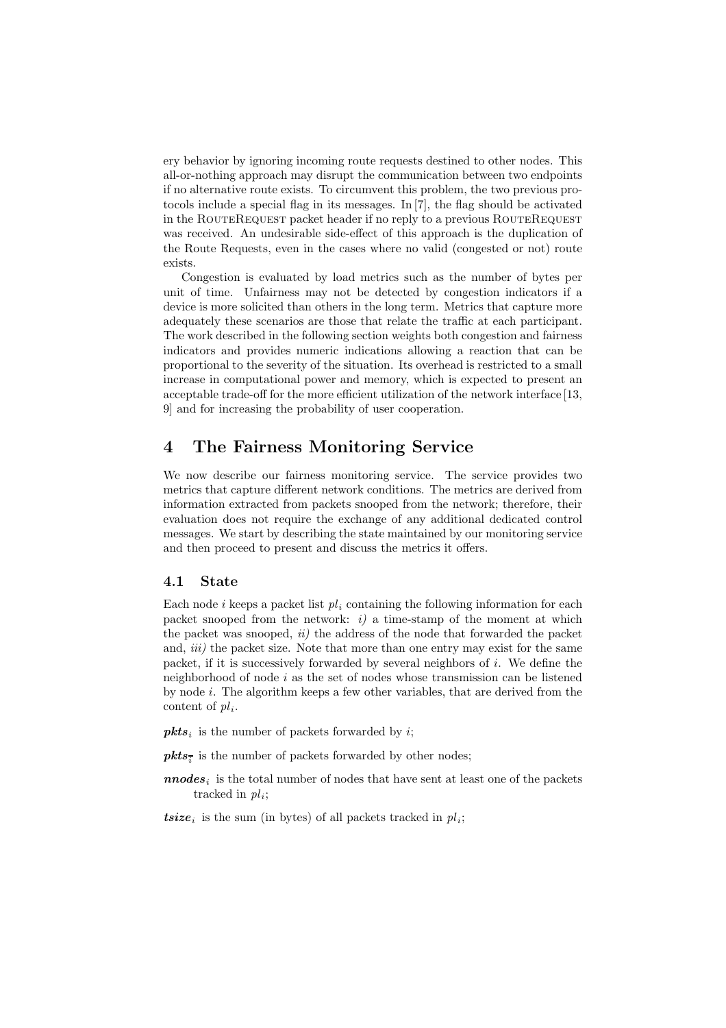ery behavior by ignoring incoming route requests destined to other nodes. This all-or-nothing approach may disrupt the communication between two endpoints if no alternative route exists. To circumvent this problem, the two previous protocols include a special flag in its messages. In [7], the flag should be activated in the RouteRequest packet header if no reply to a previous RouteRequest was received. An undesirable side-effect of this approach is the duplication of the Route Requests, even in the cases where no valid (congested or not) route exists.

Congestion is evaluated by load metrics such as the number of bytes per unit of time. Unfairness may not be detected by congestion indicators if a device is more solicited than others in the long term. Metrics that capture more adequately these scenarios are those that relate the traffic at each participant. The work described in the following section weights both congestion and fairness indicators and provides numeric indications allowing a reaction that can be proportional to the severity of the situation. Its overhead is restricted to a small increase in computational power and memory, which is expected to present an acceptable trade-off for the more efficient utilization of the network interface [13, 9] and for increasing the probability of user cooperation.

# 4 The Fairness Monitoring Service

We now describe our fairness monitoring service. The service provides two metrics that capture different network conditions. The metrics are derived from information extracted from packets snooped from the network; therefore, their evaluation does not require the exchange of any additional dedicated control messages. We start by describing the state maintained by our monitoring service and then proceed to present and discuss the metrics it offers.

## 4.1 State

Each node $i$ keeps a packet list $pl_i$ containing the following information for each packet snooped from the network: *i)* a time-stamp of the moment at which the packet was snooped, *ii)* the address of the node that forwarded the packet and, *iii)* the packet size. Note that more than one entry may exist for the same packet, if it is successively forwarded by several neighbors of $i$. We define the neighborhood of node $i$ as the set of nodes whose transmission can be listened by node $i$. The algorithm keeps a few other variables, that are derived from the content of $pl_i$.

$\boldsymbol{pkts}_i$ is the number of packets forwarded by $i$;

$\boldsymbol{pkts}_{\bar{i}}$ is the number of packets forwarded by other nodes;

$\boldsymbol{nnodes}_i$ is the total number of nodes that have sent at least one of the packets tracked in $pl_i$;

$\boldsymbol{tsize}_i$ is the sum (in bytes) of all packets tracked in $pl_i$;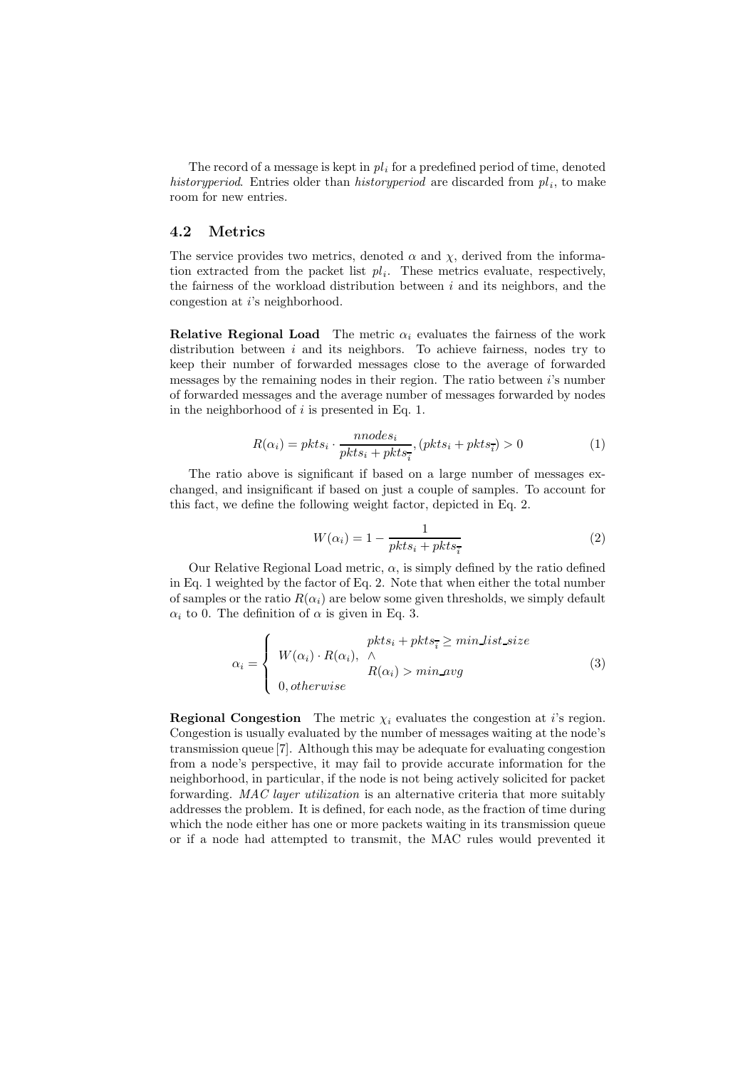The record of a message is kept in $pl_i$ for a predefined period of time, denoted *historyperiod*. Entries older than *historyperiod* are discarded from $pl_i$, to make room for new entries.

## 4.2 Metrics

The service provides two metrics, denoted $\alpha$ and $\chi$, derived from the information extracted from the packet list $pl_i$. These metrics evaluate, respectively, the fairness of the workload distribution between $i$ and its neighbors, and the congestion at $i$'s neighborhood.

**Relative Regional Load** The metric $\alpha_i$ evaluates the fairness of the work distribution between $i$ and its neighbors. To achieve fairness, nodes try to keep their number of forwarded messages close to the average of forwarded messages by the remaining nodes in their region. The ratio between $i$'s number of forwarded messages and the average number of messages forwarded by nodes in the neighborhood of $i$ is presented in Eq. 1.

$$R(\alpha_i) = pkts_i \cdot \frac{nnodes_i}{pkts_i + pkts_{\overline{i}}}, (pkts_i + pkts_{\overline{i}}) > 0 \tag{1}$$

The ratio above is significant if based on a large number of messages exchanged, and insignificant if based on just a couple of samples. To account for this fact, we define the following weight factor, depicted in Eq. 2.

$$W(\alpha_i) = 1 - \frac{1}{pkts_i + pkts_{\overline{i}}} \tag{2}$$

Our Relative Regional Load metric, $\alpha$, is simply defined by the ratio defined in Eq. 1 weighted by the factor of Eq. 2. Note that when either the total number of samples or the ratio $R(\alpha_i)$ are below some given thresholds, we simply default $\alpha_i$ to 0. The definition of $\alpha$ is given in Eq. 3.

$$\alpha_i = \begin{cases} W(\alpha_i) \cdot R(\alpha_i), & \begin{array}{l} pkts_i + pkts_{\overline{i}} \geq min\_list\_size \\ \wedge \\ R(\alpha_i) > min\_avg \end{array} \\ 0, otherwise & \end{cases} \tag{3}$$

**Regional Congestion** The metric $\chi_i$ evaluates the congestion at $i$'s region. Congestion is usually evaluated by the number of messages waiting at the node's transmission queue [7]. Although this may be adequate for evaluating congestion from a node's perspective, it may fail to provide accurate information for the neighborhood, in particular, if the node is not being actively solicited for packet forwarding. *MAC layer utilization* is an alternative criteria that more suitably addresses the problem. It is defined, for each node, as the fraction of time during which the node either has one or more packets waiting in its transmission queue or if a node had attempted to transmit, the MAC rules would prevented it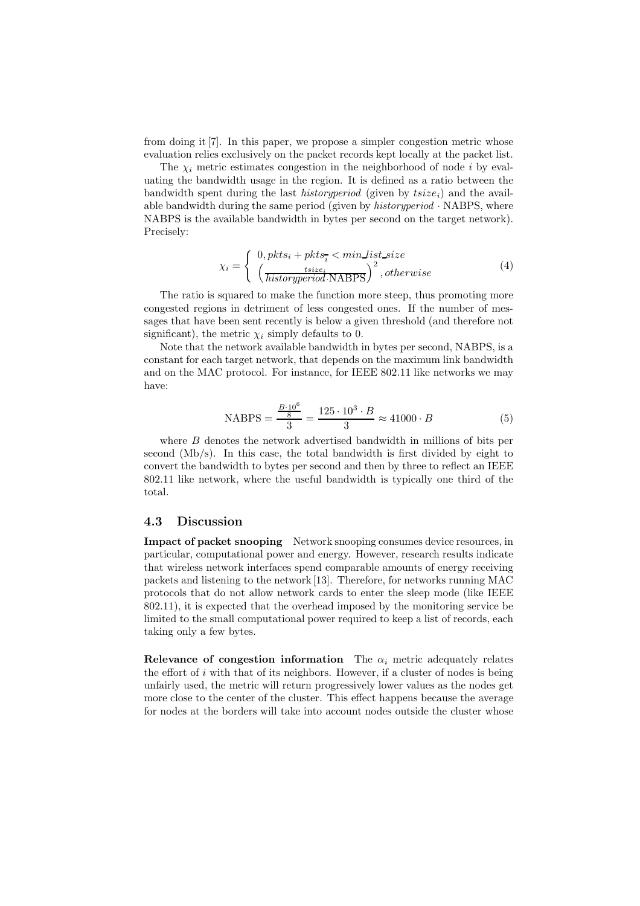from doing it [7]. In this paper, we propose a simpler congestion metric whose evaluation relies exclusively on the packet records kept locally at the packet list.

The $\chi_i$ metric estimates congestion in the neighborhood of node $i$ by evaluating the bandwidth usage in the region. It is defined as a ratio between the bandwidth spent during the last *historyperiod* (given by $tsize_i$) and the available bandwidth during the same period (given by $historyperiod \cdot \text{NABPS}$, where NABPS is the available bandwidth in bytes per second on the target network). Precisely:

$$\chi_i = \begin{cases} 0, pkts_i + pkts_{\bar{i}} < min\_list\_size \\ \left(\frac{tsize_i}{historyperiod \cdot \text{NABPS}}\right)^2, otherwise \end{cases} \tag{4}$$

The ratio is squared to make the function more steep, thus promoting more congested regions in detriment of less congested ones. If the number of messages that have been sent recently is below a given threshold (and therefore not significant), the metric $\chi_i$ simply defaults to 0.

Note that the network available bandwidth in bytes per second, NABPS, is a constant for each target network, that depends on the maximum link bandwidth and on the MAC protocol. For instance, for IEEE 802.11 like networks we may have:

$$\text{NABPS} = \frac{\frac{B \cdot 10^6}{8}}{3} = \frac{125 \cdot 10^3 \cdot B}{3} \approx 41000 \cdot B \tag{5}$$

where $B$ denotes the network advertised bandwidth in millions of bits per second (Mb/s). In this case, the total bandwidth is first divided by eight to convert the bandwidth to bytes per second and then by three to reflect an IEEE 802.11 like network, where the useful bandwidth is typically one third of the total.

### 4.3 Discussion

**Impact of packet snooping** Network snooping consumes device resources, in particular, computational power and energy. However, research results indicate that wireless network interfaces spend comparable amounts of energy receiving packets and listening to the network [13]. Therefore, for networks running MAC protocols that do not allow network cards to enter the sleep mode (like IEEE 802.11), it is expected that the overhead imposed by the monitoring service be limited to the small computational power required to keep a list of records, each taking only a few bytes.

**Relevance of congestion information** The $\alpha_i$ metric adequately relates the effort of $i$ with that of its neighbors. However, if a cluster of nodes is being unfairly used, the metric will return progressively lower values as the nodes get more close to the center of the cluster. This effect happens because the average for nodes at the borders will take into account nodes outside the cluster whose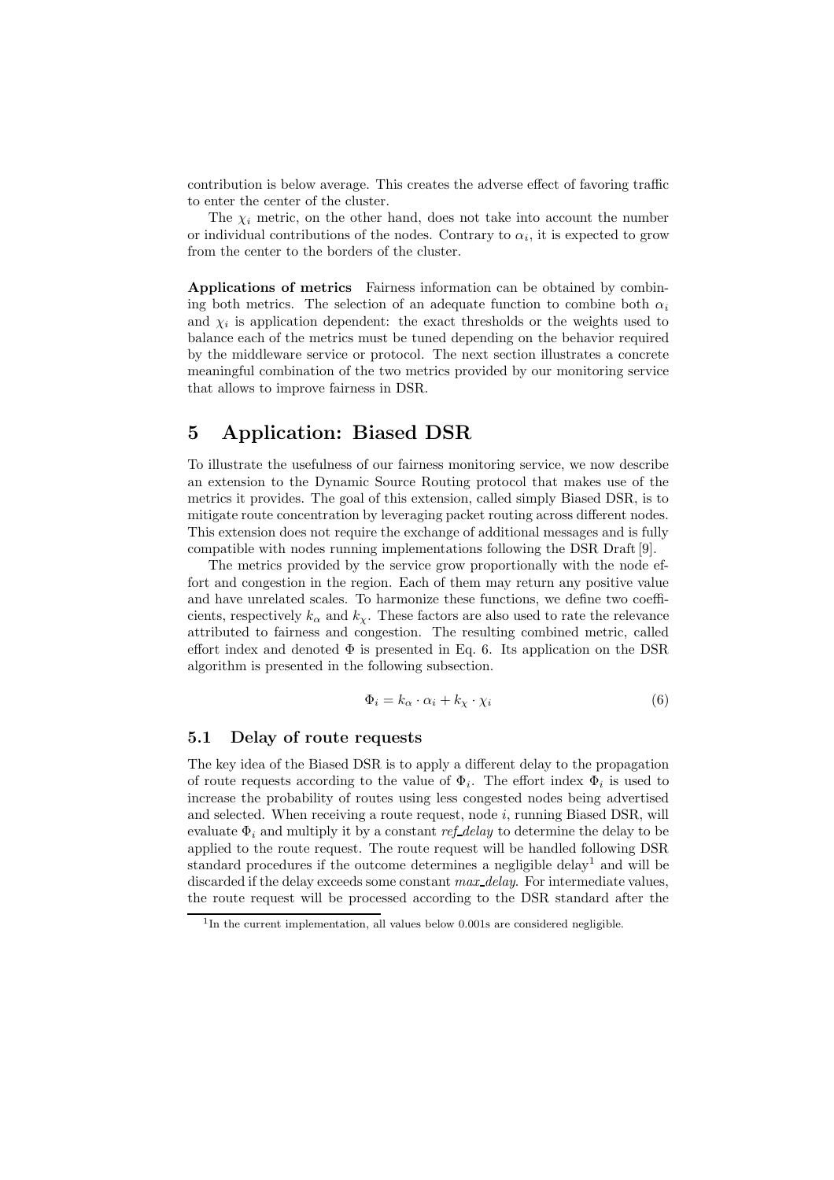contribution is below average. This creates the adverse effect of favoring traffic to enter the center of the cluster.

The $\chi_i$ metric, on the other hand, does not take into account the number or individual contributions of the nodes. Contrary to $\alpha_i$, it is expected to grow from the center to the borders of the cluster.

**Applications of metrics** Fairness information can be obtained by combining both metrics. The selection of an adequate function to combine both $\alpha_i$ and $\chi_i$ is application dependent: the exact thresholds or the weights used to balance each of the metrics must be tuned depending on the behavior required by the middleware service or protocol. The next section illustrates a concrete meaningful combination of the two metrics provided by our monitoring service that allows to improve fairness in DSR.

# 5 Application: Biased DSR

To illustrate the usefulness of our fairness monitoring service, we now describe an extension to the Dynamic Source Routing protocol that makes use of the metrics it provides. The goal of this extension, called simply Biased DSR, is to mitigate route concentration by leveraging packet routing across different nodes. This extension does not require the exchange of additional messages and is fully compatible with nodes running implementations following the DSR Draft [9].

The metrics provided by the service grow proportionally with the node effort and congestion in the region. Each of them may return any positive value and have unrelated scales. To harmonize these functions, we define two coefficients, respectively $k_\alpha$ and $k_\chi$. These factors are also used to rate the relevance attributed to fairness and congestion. The resulting combined metric, called effort index and denoted $\Phi$ is presented in Eq. 6. Its application on the DSR algorithm is presented in the following subsection.

$$\Phi_i = k_\alpha \cdot \alpha_i + k_\chi \cdot \chi_i \tag{6}$$

## 5.1 Delay of route requests

The key idea of the Biased DSR is to apply a different delay to the propagation of route requests according to the value of $\Phi_i$. The effort index $\Phi_i$ is used to increase the probability of routes using less congested nodes being advertised and selected. When receiving a route request, node $i$, running Biased DSR, will evaluate $\Phi_i$ and multiply it by a constant *ref_delay* to determine the delay to be applied to the route request. The route request will be handled following DSR standard procedures if the outcome determines a negligible delay[1] and will be discarded if the delay exceeds some constant *max_delay*. For intermediate values, the route request will be processed according to the DSR standard after the

[1] In the current implementation, all values below 0.001s are considered negligible.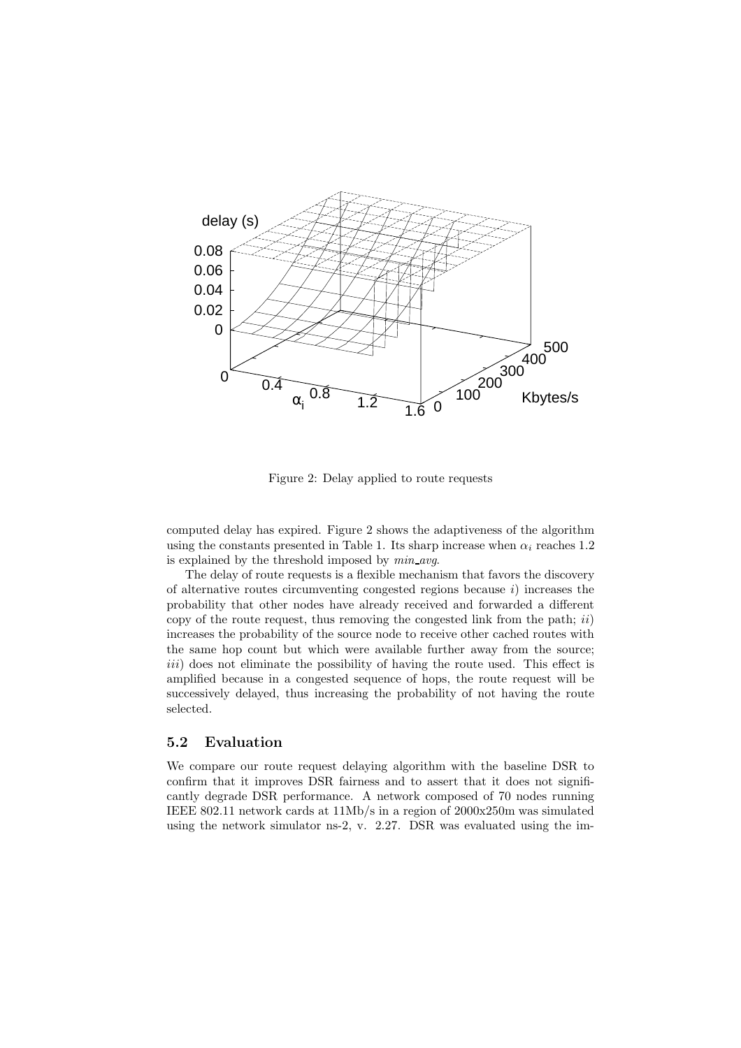Figure 2: Delay applied to route requests

computed delay has expired. Figure 2 shows the adaptiveness of the algorithm using the constants presented in Table 1. Its sharp increase when $\alpha_i$ reaches 1.2 is explained by the threshold imposed by *min_avg*.

The delay of route requests is a flexible mechanism that favors the discovery of alternative routes circumventing congested regions because *i*) increases the probability that other nodes have already received and forwarded a different copy of the route request, thus removing the congested link from the path; *ii*) increases the probability of the source node to receive other cached routes with the same hop count but which were available further away from the source; *iii*) does not eliminate the possibility of having the route used. This effect is amplified because in a congested sequence of hops, the route request will be successively delayed, thus increasing the probability of not having the route selected.

### 5.2 Evaluation

We compare our route request delaying algorithm with the baseline DSR to confirm that it improves DSR fairness and to assert that it does not significantly degrade DSR performance. A network composed of 70 nodes running IEEE 802.11 network cards at 11Mb/s in a region of 2000x250m was simulated using the network simulator ns-2, v. 2.27. DSR was evaluated using the im-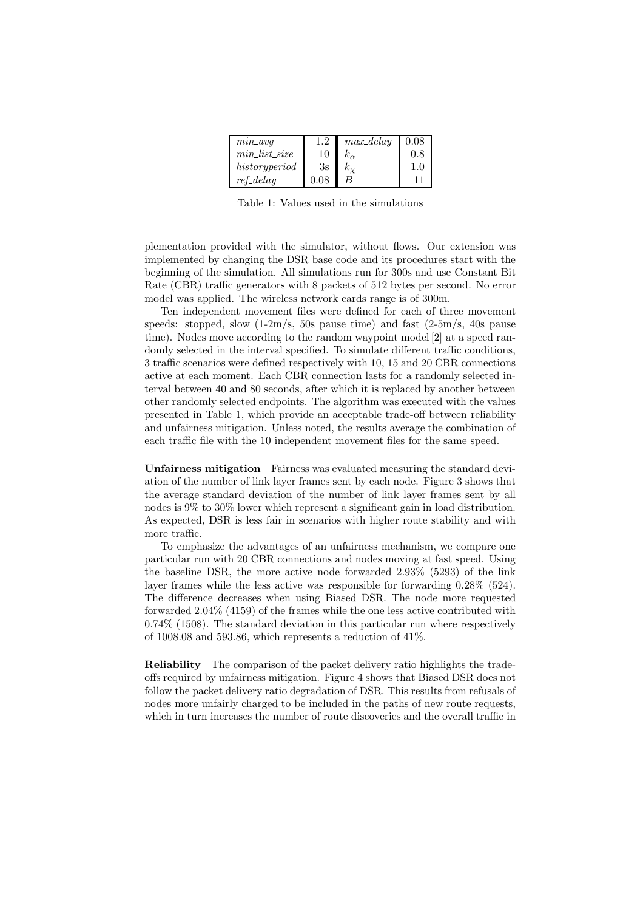| | | | |
|---|---|---|---|
| *min_avg* | 1.2 | *max_delay* | 0.08 |
| *min_list_size* | 10 | $k_\alpha$ | 0.8 |
| *historyperiod* | 3s | $k_\chi$ | 1.0 |
| *ref_delay* | 0.08 | $B$ | 11 |

Table 1: Values used in the simulations

plementation provided with the simulator, without flows. Our extension was implemented by changing the DSR base code and its procedures start with the beginning of the simulation. All simulations run for 300s and use Constant Bit Rate (CBR) traffic generators with 8 packets of 512 bytes per second. No error model was applied. The wireless network cards range is of 300m.

Ten independent movement files were defined for each of three movement speeds: stopped, slow (1-2m/s, 50s pause time) and fast (2-5m/s, 40s pause time). Nodes move according to the random waypoint model [2] at a speed randomly selected in the interval specified. To simulate different traffic conditions, 3 traffic scenarios were defined respectively with 10, 15 and 20 CBR connections active at each moment. Each CBR connection lasts for a randomly selected interval between 40 and 80 seconds, after which it is replaced by another between other randomly selected endpoints. The algorithm was executed with the values presented in Table 1, which provide an acceptable trade-off between reliability and unfairness mitigation. Unless noted, the results average the combination of each traffic file with the 10 independent movement files for the same speed.

**Unfairness mitigation** Fairness was evaluated measuring the standard deviation of the number of link layer frames sent by each node. Figure 3 shows that the average standard deviation of the number of link layer frames sent by all nodes is 9% to 30% lower which represent a significant gain in load distribution. As expected, DSR is less fair in scenarios with higher route stability and with more traffic.

To emphasize the advantages of an unfairness mechanism, we compare one particular run with 20 CBR connections and nodes moving at fast speed. Using the baseline DSR, the more active node forwarded 2.93% (5293) of the link layer frames while the less active was responsible for forwarding 0.28% (524). The difference decreases when using Biased DSR. The node more requested forwarded 2.04% (4159) of the frames while the one less active contributed with 0.74% (1508). The standard deviation in this particular run where respectively of 1008.08 and 593.86, which represents a reduction of 41%.

**Reliability** The comparison of the packet delivery ratio highlights the trade-offs required by unfairness mitigation. Figure 4 shows that Biased DSR does not follow the packet delivery ratio degradation of DSR. This results from refusals of nodes more unfairly charged to be included in the paths of new route requests, which in turn increases the number of route discoveries and the overall traffic in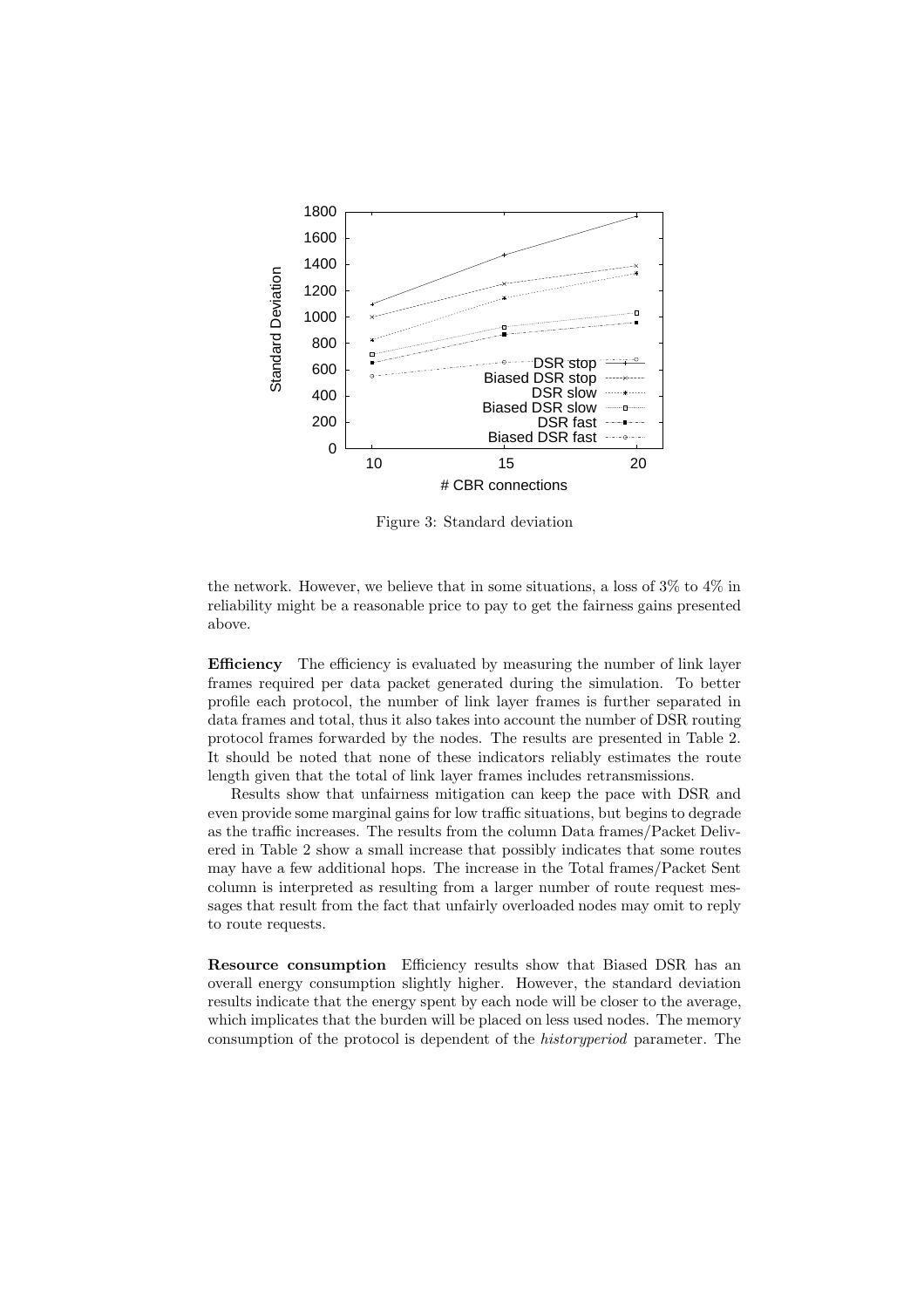Figure 3: Standard deviation

the network. However, we believe that in some situations, a loss of 3% to 4% in reliability might be a reasonable price to pay to get the fairness gains presented above.

**Efficiency** The efficiency is evaluated by measuring the number of link layer frames required per data packet generated during the simulation. To better profile each protocol, the number of link layer frames is further separated in data frames and total, thus it also takes into account the number of DSR routing protocol frames forwarded by the nodes. The results are presented in Table 2. It should be noted that none of these indicators reliably estimates the route length given that the total of link layer frames includes retransmissions.

Results show that unfairness mitigation can keep the pace with DSR and even provide some marginal gains for low traffic situations, but begins to degrade as the traffic increases. The results from the column Data frames/Packet Delivered in Table 2 show a small increase that possibly indicates that some routes may have a few additional hops. The increase in the Total frames/Packet Sent column is interpreted as resulting from a larger number of route request messages that result from the fact that unfairly overloaded nodes may omit to reply to route requests.

**Resource consumption** Efficiency results show that Biased DSR has an overall energy consumption slightly higher. However, the standard deviation results indicate that the energy spent by each node will be closer to the average, which implicates that the burden will be placed on less used nodes. The memory consumption of the protocol is dependent of the *historyperiod* parameter. The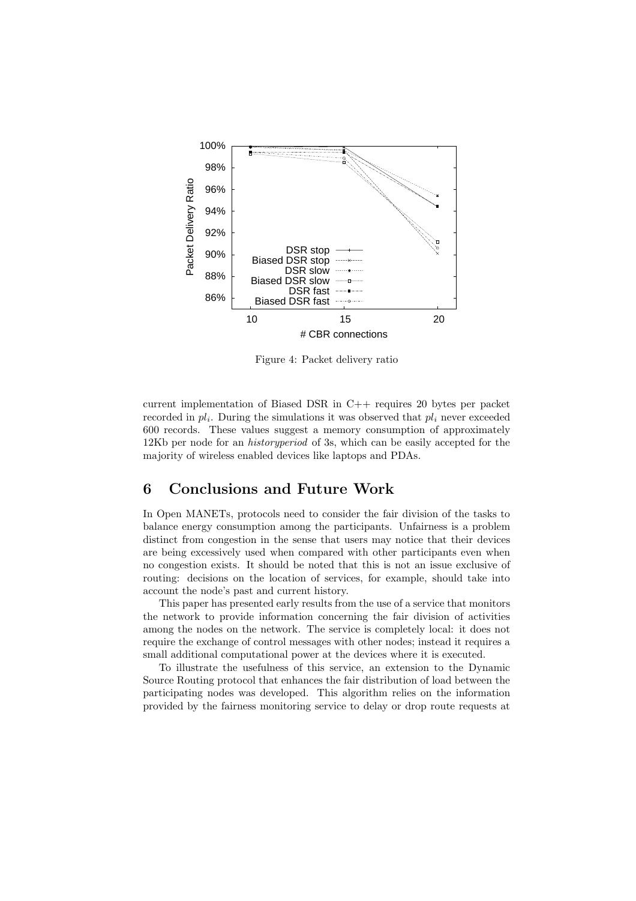Figure 4: Packet delivery ratio

current implementation of Biased DSR in C++ requires 20 bytes per packet recorded in $pl_i$. During the simulations it was observed that $pl_i$ never exceeded 600 records. These values suggest a memory consumption of approximately 12Kb per node for an *historyperiod* of 3s, which can be easily accepted for the majority of wireless enabled devices like laptops and PDAs.

## 6 Conclusions and Future Work

In Open MANETs, protocols need to consider the fair division of the tasks to balance energy consumption among the participants. Unfairness is a problem distinct from congestion in the sense that users may notice that their devices are being excessively used when compared with other participants even when no congestion exists. It should be noted that this is not an issue exclusive of routing: decisions on the location of services, for example, should take into account the node's past and current history.

This paper has presented early results from the use of a service that monitors the network to provide information concerning the fair division of activities among the nodes on the network. The service is completely local: it does not require the exchange of control messages with other nodes; instead it requires a small additional computational power at the devices where it is executed.

To illustrate the usefulness of this service, an extension to the Dynamic Source Routing protocol that enhances the fair distribution of load between the participating nodes was developed. This algorithm relies on the information provided by the fairness monitoring service to delay or drop route requests at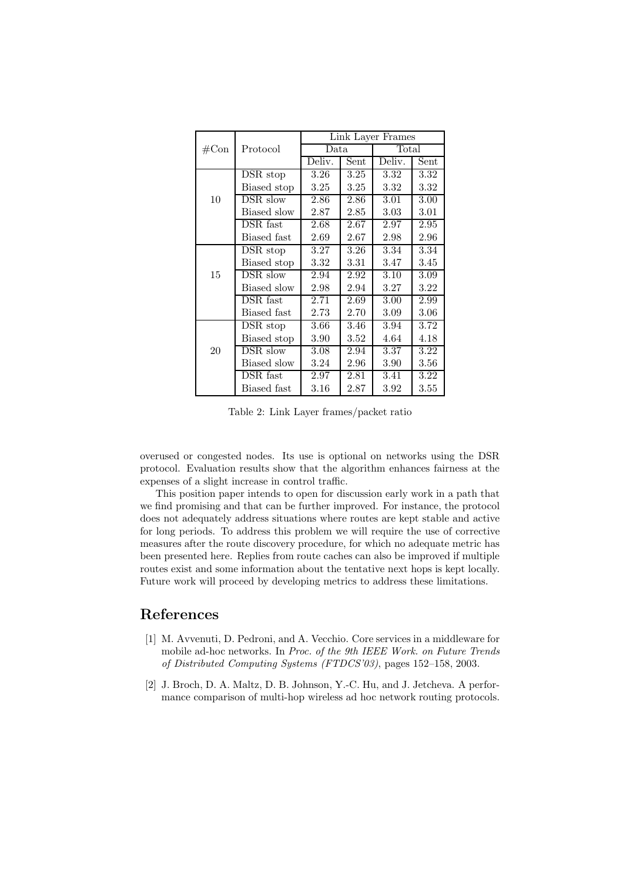| #Con | Protocol | Link Layer Frames | | | |
|---|---|---|---|---|---|
| | | Data | | Total | |
| | | Deliv. | Sent | Deliv. | Sent |
| 10 | DSR stop | 3.26 | 3.25 | 3.32 | 3.32 |
| | Biased stop | 3.25 | 3.25 | 3.32 | 3.32 |
| | DSR slow | 2.86 | 2.86 | 3.01 | 3.00 |
| | Biased slow | 2.87 | 2.85 | 3.03 | 3.01 |
| | DSR fast | 2.68 | 2.67 | 2.97 | 2.95 |
| | Biased fast | 2.69 | 2.67 | 2.98 | 2.96 |
| 15 | DSR stop | 3.27 | 3.26 | 3.34 | 3.34 |
| | Biased stop | 3.32 | 3.31 | 3.47 | 3.45 |
| | DSR slow | 2.94 | 2.92 | 3.10 | 3.09 |
| | Biased slow | 2.98 | 2.94 | 3.27 | 3.22 |
| | DSR fast | 2.71 | 2.69 | 3.00 | 2.99 |
| | Biased fast | 2.73 | 2.70 | 3.09 | 3.06 |
| 20 | DSR stop | 3.66 | 3.46 | 3.94 | 3.72 |
| | Biased stop | 3.90 | 3.52 | 4.64 | 4.18 |
| | DSR slow | 3.08 | 2.94 | 3.37 | 3.22 |
| | Biased slow | 3.24 | 2.96 | 3.90 | 3.56 |
| | DSR fast | 2.97 | 2.81 | 3.41 | 3.22 |
| | Biased fast | 3.16 | 2.87 | 3.92 | 3.55 |

Table 2: Link Layer frames/packet ratio

overused or congested nodes. Its use is optional on networks using the DSR protocol. Evaluation results show that the algorithm enhances fairness at the expenses of a slight increase in control traffic.

This position paper intends to open for discussion early work in a path that we find promising and that can be further improved. For instance, the protocol does not adequately address situations where routes are kept stable and active for long periods. To address this problem we will require the use of corrective measures after the route discovery procedure, for which no adequate metric has been presented here. Replies from route caches can also be improved if multiple routes exist and some information about the tentative next hops is kept locally. Future work will proceed by developing metrics to address these limitations.

## References

[1] M. Avvenuti, D. Pedroni, and A. Vecchio. Core services in a middleware for mobile ad-hoc networks. In *Proc. of the 9th IEEE Work. on Future Trends of Distributed Computing Systems (FTDCS'03)*, pages 152–158, 2003.

[2] J. Broch, D. A. Maltz, D. B. Johnson, Y.-C. Hu, and J. Jetcheva. A performance comparison of multi-hop wireless ad hoc network routing protocols.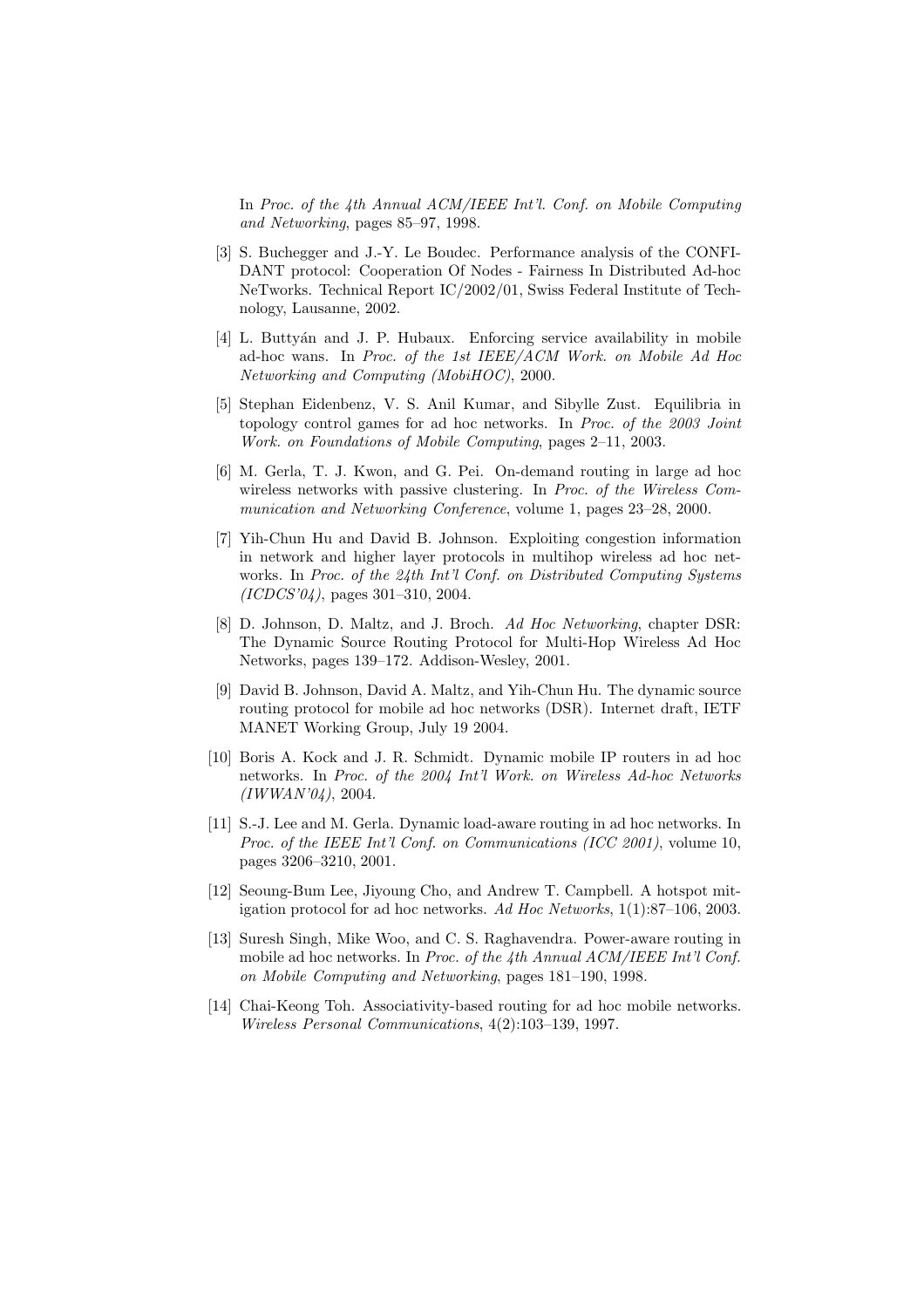In *Proc. of the 4th Annual ACM/IEEE Int'l. Conf. on Mobile Computing and Networking*, pages 85–97, 1998.

[3] S. Buchegger and J.-Y. Le Boudec. Performance analysis of the CONFIDANT protocol: Cooperation Of Nodes - Fairness In Distributed Ad-hoc NeTworks. Technical Report IC/2002/01, Swiss Federal Institute of Technology, Lausanne, 2002.

[4] L. Buttyán and J. P. Hubaux. Enforcing service availability in mobile ad-hoc wans. In *Proc. of the 1st IEEE/ACM Work. on Mobile Ad Hoc Networking and Computing (MobiHOC)*, 2000.

[5] Stephan Eidenbenz, V. S. Anil Kumar, and Sibylle Zust. Equilibria in topology control games for ad hoc networks. In *Proc. of the 2003 Joint Work. on Foundations of Mobile Computing*, pages 2–11, 2003.

[6] M. Gerla, T. J. Kwon, and G. Pei. On-demand routing in large ad hoc wireless networks with passive clustering. In *Proc. of the Wireless Communication and Networking Conference*, volume 1, pages 23–28, 2000.

[7] Yih-Chun Hu and David B. Johnson. Exploiting congestion information in network and higher layer protocols in multihop wireless ad hoc networks. In *Proc. of the 24th Int'l Conf. on Distributed Computing Systems (ICDCS'04)*, pages 301–310, 2004.

[8] D. Johnson, D. Maltz, and J. Broch. *Ad Hoc Networking*, chapter DSR: The Dynamic Source Routing Protocol for Multi-Hop Wireless Ad Hoc Networks, pages 139–172. Addison-Wesley, 2001.

[9] David B. Johnson, David A. Maltz, and Yih-Chun Hu. The dynamic source routing protocol for mobile ad hoc networks (DSR). Internet draft, IETF MANET Working Group, July 19 2004.

[10] Boris A. Kock and J. R. Schmidt. Dynamic mobile IP routers in ad hoc networks. In *Proc. of the 2004 Int'l Work. on Wireless Ad-hoc Networks (IWWAN'04)*, 2004.

[11] S.-J. Lee and M. Gerla. Dynamic load-aware routing in ad hoc networks. In *Proc. of the IEEE Int'l Conf. on Communications (ICC 2001)*, volume 10, pages 3206–3210, 2001.

[12] Seoung-Bum Lee, Jiyoung Cho, and Andrew T. Campbell. A hotspot mitigation protocol for ad hoc networks. *Ad Hoc Networks*, 1(1):87–106, 2003.

[13] Suresh Singh, Mike Woo, and C. S. Raghavendra. Power-aware routing in mobile ad hoc networks. In *Proc. of the 4th Annual ACM/IEEE Int'l Conf. on Mobile Computing and Networking*, pages 181–190, 1998.

[14] Chai-Keong Toh. Associativity-based routing for ad hoc mobile networks. *Wireless Personal Communications*, 4(2):103–139, 1997.